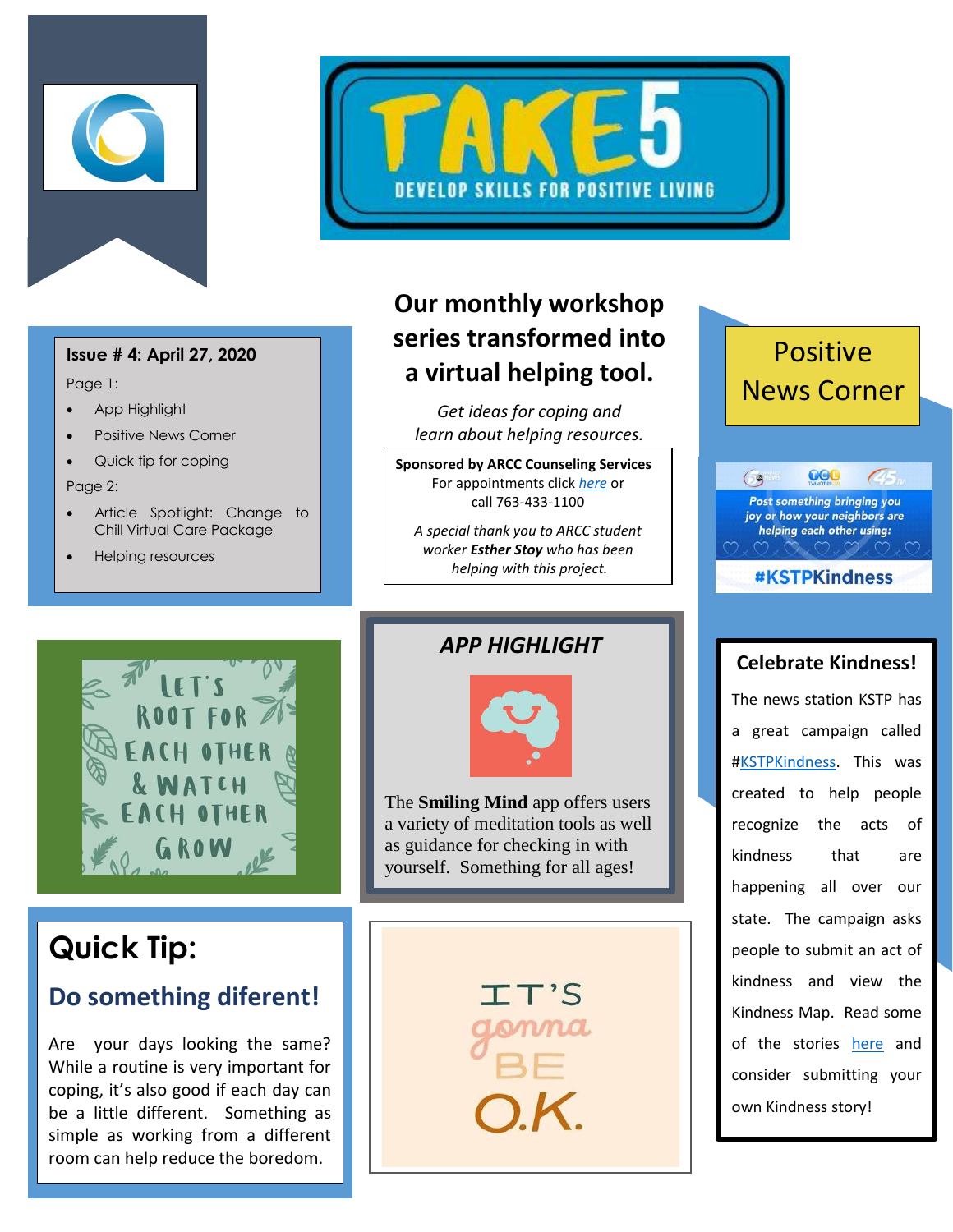# TAKE 5

DEVELOP SKILLS FOR POSITIVE LIVING

**Issue # 4: April 27, 2020**

Page 1:

- App Highlight
- Positive News Corner
- Quick tip for coping

Page 2:

- Article Spotlight: Change to Chill Virtual Care Package
- Helping resources

## Our monthly workshop series transformed into a virtual helping tool.

*Get ideas for coping and learn about helping resources.*

**Sponsored by ARCC Counseling Services**
For appointments click *here* or call 763-433-1100

*A special thank you to ARCC student worker **Esther Stoy** who has been helping with this project.*

## Positive News Corner

Post something bringing you joy or how your neighbors are helping each other using:

#KSTPKindness

### Celebrate Kindness!

The news station KSTP has a great campaign called #KSTPKindness. This was created to help people recognize the acts of kindness that are happening all over our state. The campaign asks people to submit an act of kindness and view the Kindness Map. Read some of the stories here and consider submitting your own Kindness story!

LET'S ROOT FOR EACH OTHER & WATCH EACH OTHER GROW

### *APP HIGHLIGHT*

The **Smiling Mind** app offers users a variety of meditation tools as well as guidance for checking in with yourself. Something for all ages!

## Quick Tip:

### Do something diferent!

Are your days looking the same? While a routine is very important for coping, it's also good if each day can be a little different. Something as simple as working from a different room can help reduce the boredom.

IT'S gonna BE O.K.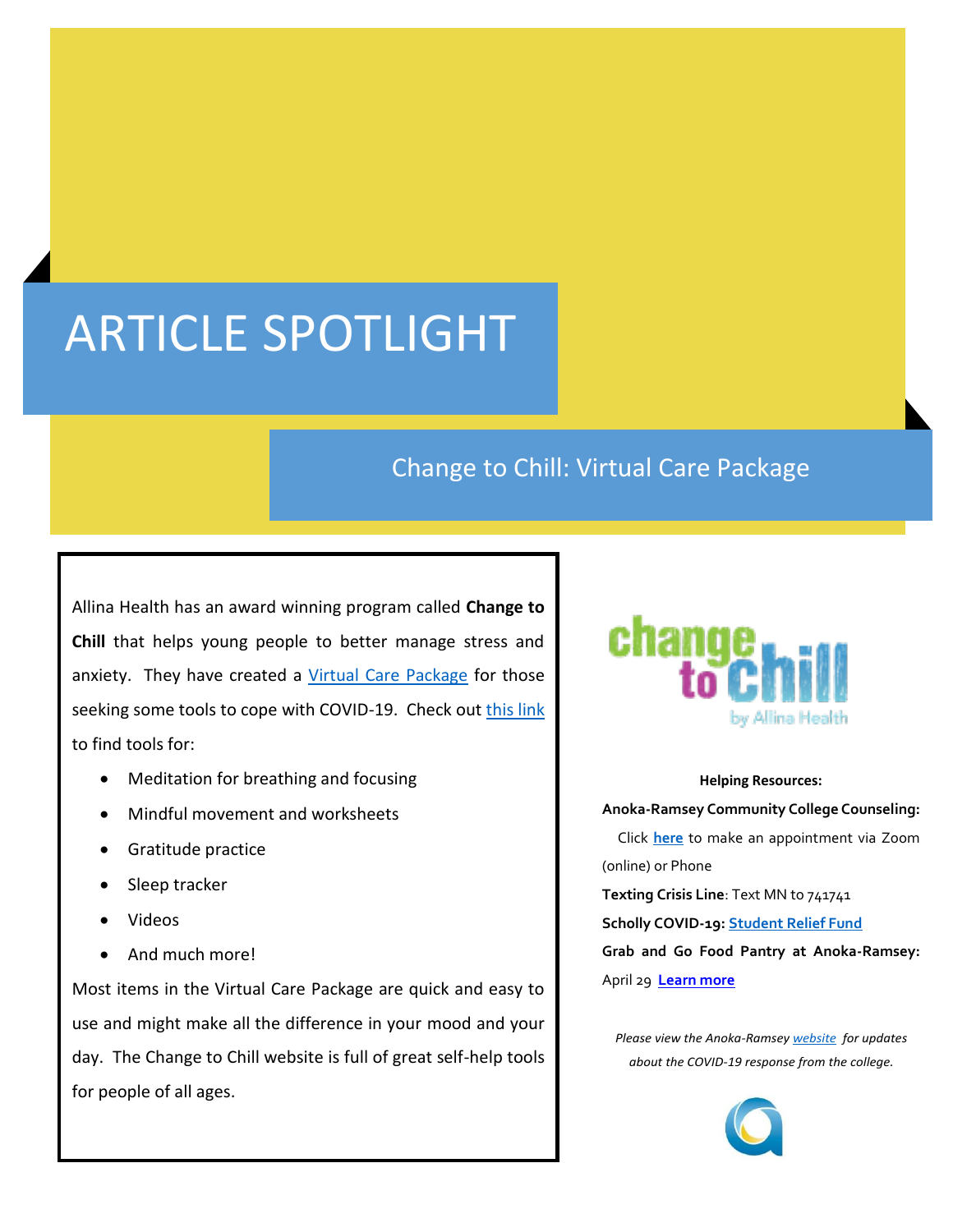# ARTICLE SPOTLIGHT

## Change to Chill: Virtual Care Package

Allina Health has an award winning program called **Change to Chill** that helps young people to better manage stress and anxiety. They have created a Virtual Care Package for those seeking some tools to cope with COVID-19. Check out this link to find tools for:

- Meditation for breathing and focusing
- Mindful movement and worksheets
- Gratitude practice
- Sleep tracker
- Videos
- And much more!

Most items in the Virtual Care Package are quick and easy to use and might make all the difference in your mood and your day. The Change to Chill website is full of great self-help tools for people of all ages.

**Helping Resources:**

**Anoka-Ramsey Community College Counseling:** Click **here** to make an appointment via Zoom (online) or Phone

**Texting Crisis Line**: Text MN to 741741

**Scholly COVID-19: Student Relief Fund**

**Grab and Go Food Pantry at Anoka-Ramsey:** April 29 **Learn more**

*Please view the Anoka-Ramsey website for updates about the COVID-19 response from the college.*